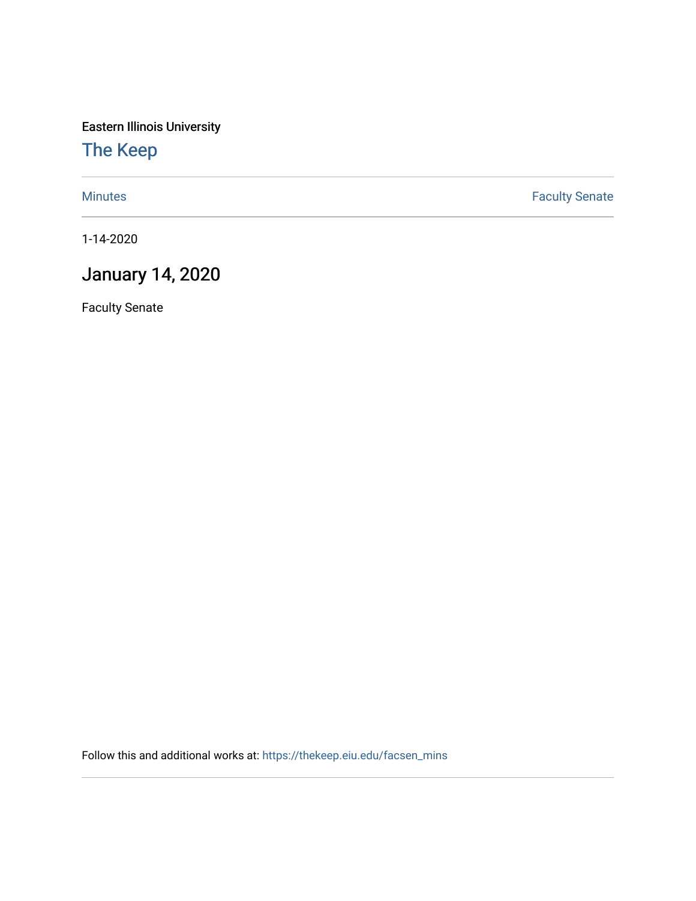Eastern Illinois University

# The Keep

Minutes | Faculty Senate

1-14-2020

## January 14, 2020

Faculty Senate

Follow this and additional works at: https://thekeep.eiu.edu/facsen_mins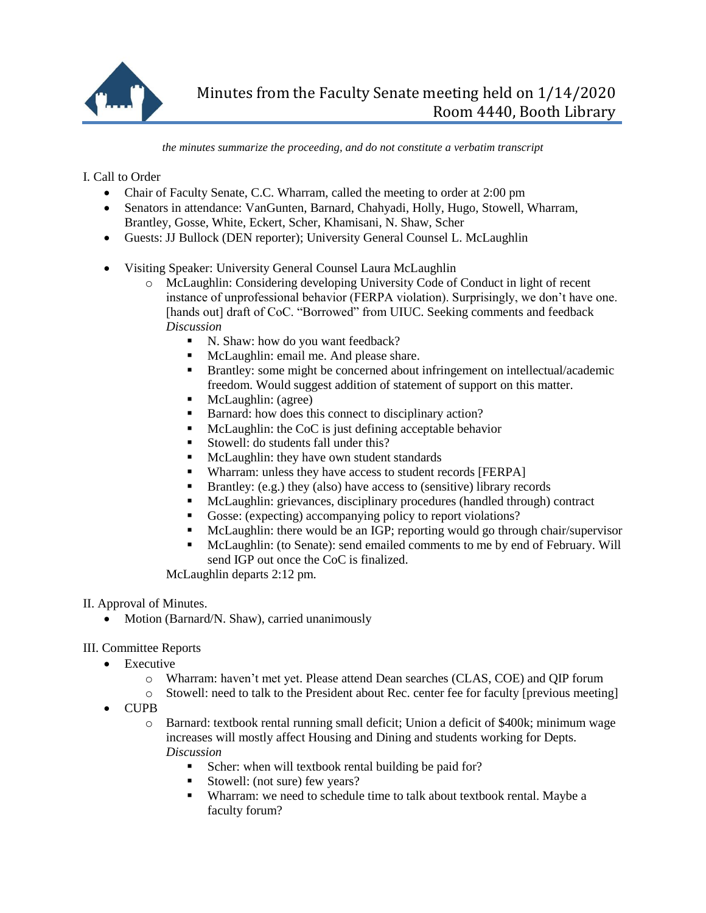# Minutes from the Faculty Senate meeting held on 1/14/2020
## Room 4440, Booth Library

*the minutes summarize the proceeding, and do not constitute a verbatim transcript*

I. Call to Order

- Chair of Faculty Senate, C.C. Wharram, called the meeting to order at 2:00 pm
- Senators in attendance: VanGunten, Barnard, Chahyadi, Holly, Hugo, Stowell, Wharram, Brantley, Gosse, White, Eckert, Scher, Khamisani, N. Shaw, Scher
- Guests: JJ Bullock (DEN reporter); University General Counsel L. McLaughlin
- Visiting Speaker: University General Counsel Laura McLaughlin
  - McLaughlin: Considering developing University Code of Conduct in light of recent instance of unprofessional behavior (FERPA violation). Surprisingly, we don't have one. [hands out] draft of CoC. "Borrowed" from UIUC. Seeking comments and feedback
    *Discussion*
    - N. Shaw: how do you want feedback?
    - McLaughlin: email me. And please share.
    - Brantley: some might be concerned about infringement on intellectual/academic freedom. Would suggest addition of statement of support on this matter.
    - McLaughlin: (agree)
    - Barnard: how does this connect to disciplinary action?
    - McLaughlin: the CoC is just defining acceptable behavior
    - Stowell: do students fall under this?
    - McLaughlin: they have own student standards
    - Wharram: unless they have access to student records [FERPA]
    - Brantley: (e.g.) they (also) have access to (sensitive) library records
    - McLaughlin: grievances, disciplinary procedures (handled through) contract
    - Gosse: (expecting) accompanying policy to report violations?
    - McLaughlin: there would be an IGP; reporting would go through chair/supervisor
    - McLaughlin: (to Senate): send emailed comments to me by end of February. Will send IGP out once the CoC is finalized.

    McLaughlin departs 2:12 pm.

II. Approval of Minutes.

- Motion (Barnard/N. Shaw), carried unanimously

III. Committee Reports

- Executive
  - Wharram: haven't met yet. Please attend Dean searches (CLAS, COE) and QIP forum
  - Stowell: need to talk to the President about Rec. center fee for faculty [previous meeting]
- CUPB
  - Barnard: textbook rental running small deficit; Union a deficit of $400k; minimum wage increases will mostly affect Housing and Dining and students working for Depts.
    *Discussion*
    - Scher: when will textbook rental building be paid for?
    - Stowell: (not sure) few years?
    - Wharram: we need to schedule time to talk about textbook rental. Maybe a faculty forum?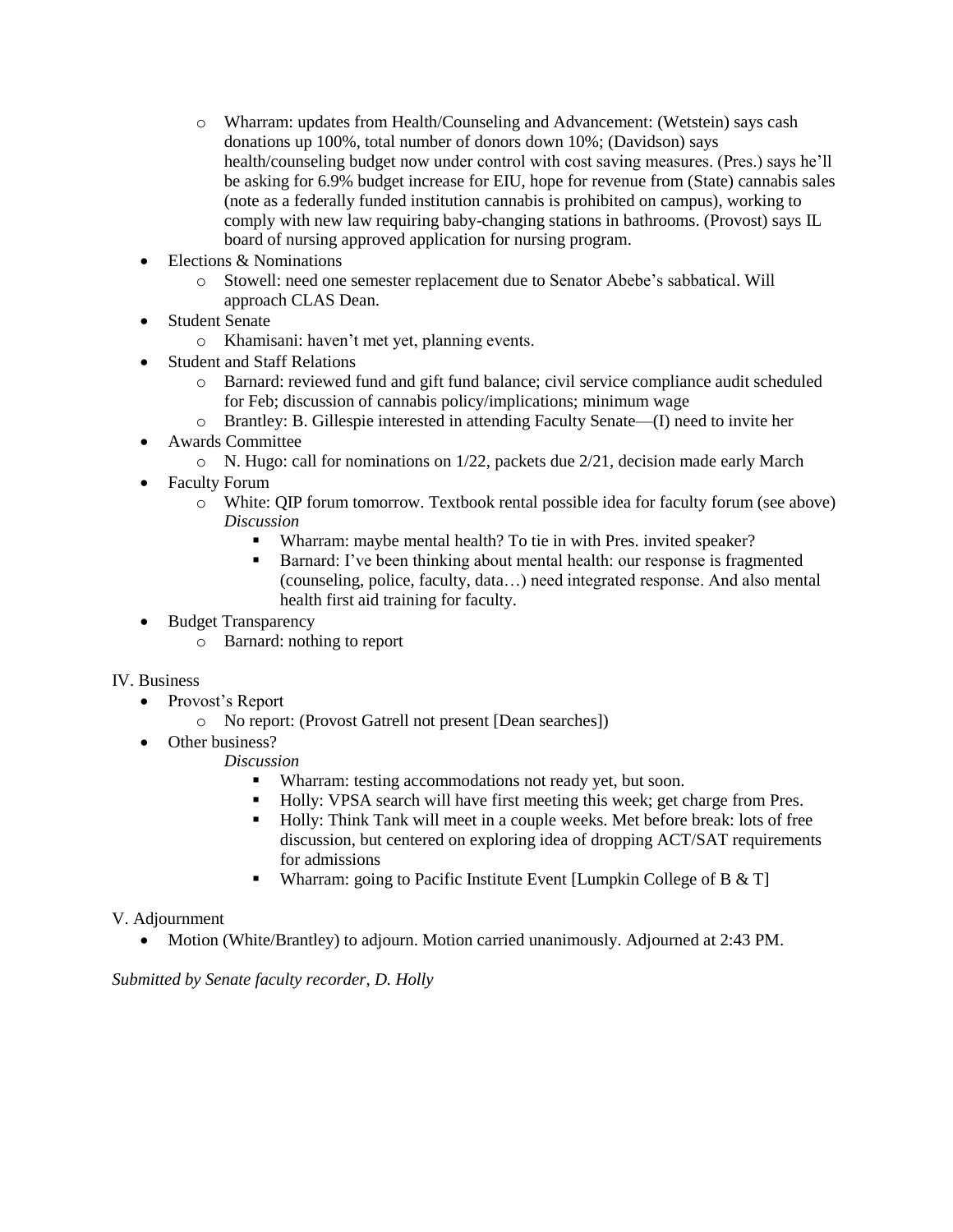- Wharram: updates from Health/Counseling and Advancement: (Wetstein) says cash donations up 100%, total number of donors down 10%; (Davidson) says health/counseling budget now under control with cost saving measures. (Pres.) says he'll be asking for 6.9% budget increase for EIU, hope for revenue from (State) cannabis sales (note as a federally funded institution cannabis is prohibited on campus), working to comply with new law requiring baby-changing stations in bathrooms. (Provost) says IL board of nursing approved application for nursing program.
- Elections & Nominations
   - Stowell: need one semester replacement due to Senator Abebe's sabbatical. Will approach CLAS Dean.
- Student Senate
   - Khamisani: haven't met yet, planning events.
- Student and Staff Relations
   - Barnard: reviewed fund and gift fund balance; civil service compliance audit scheduled for Feb; discussion of cannabis policy/implications; minimum wage
   - Brantley: B. Gillespie interested in attending Faculty Senate—(I) need to invite her
- Awards Committee
   - N. Hugo: call for nominations on 1/22, packets due 2/21, decision made early March
- Faculty Forum
   - White: QIP forum tomorrow. Textbook rental possible idea for faculty forum (see above)
     *Discussion*
      - Wharram: maybe mental health? To tie in with Pres. invited speaker?
      - Barnard: I've been thinking about mental health: our response is fragmented (counseling, police, faculty, data…) need integrated response. And also mental health first aid training for faculty.
- Budget Transparency
   - Barnard: nothing to report

IV. Business

- Provost's Report
   - No report: (Provost Gatrell not present [Dean searches])
- Other business?
     *Discussion*
      - Wharram: testing accommodations not ready yet, but soon.
      - Holly: VPSA search will have first meeting this week; get charge from Pres.
      - Holly: Think Tank will meet in a couple weeks. Met before break: lots of free discussion, but centered on exploring idea of dropping ACT/SAT requirements for admissions
      - Wharram: going to Pacific Institute Event [Lumpkin College of B & T]

V. Adjournment

- Motion (White/Brantley) to adjourn. Motion carried unanimously. Adjourned at 2:43 PM.

*Submitted by Senate faculty recorder, D. Holly*